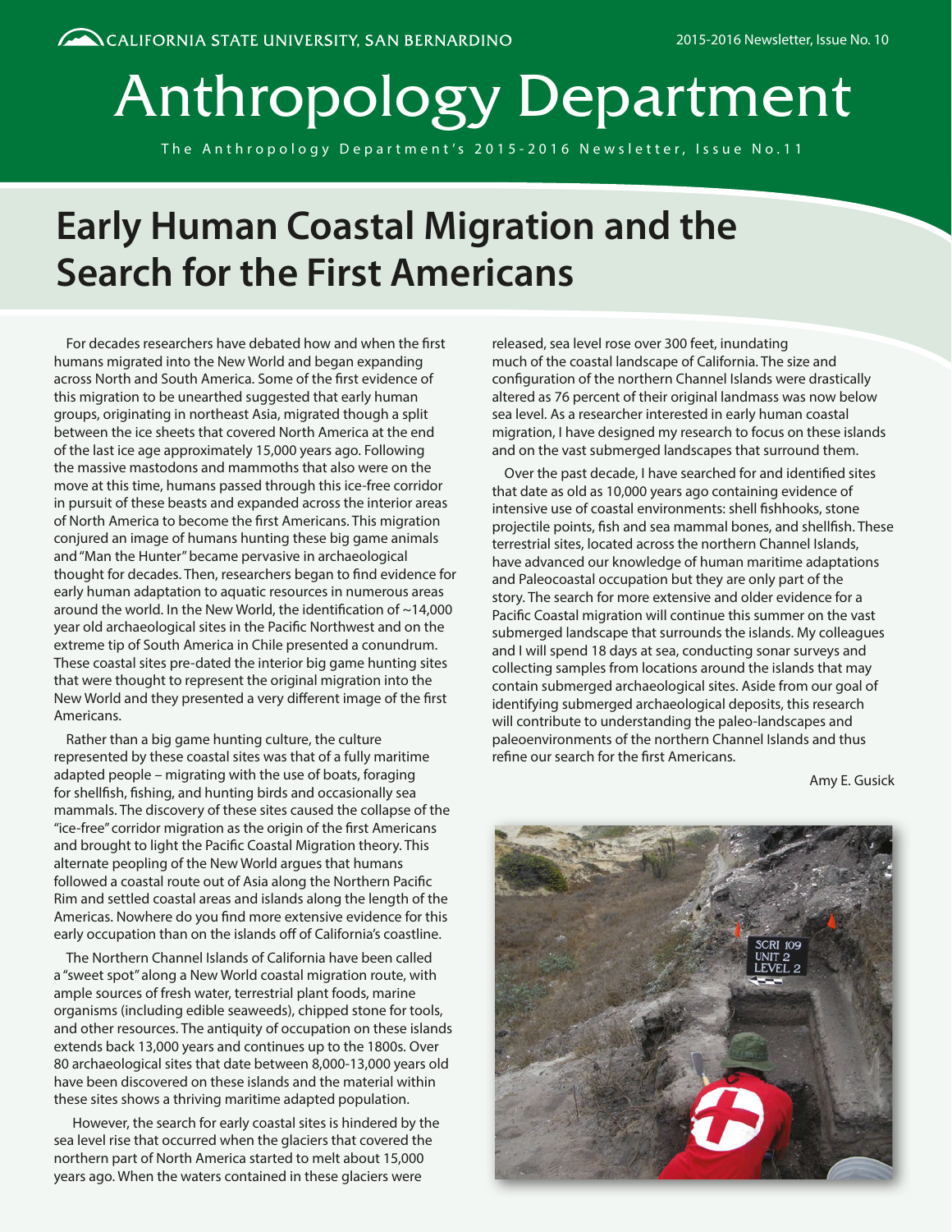CALIFORNIA STATE UNIVERSITY, SAN BERNARDINO

2015-2016 Newsletter, Issue No. 10

# Anthropology Department

The Anthropology Department's 2015-2016 Newsletter, Issue No.11

## Early Human Coastal Migration and the Search for the First Americans

For decades researchers have debated how and when the first humans migrated into the New World and began expanding across North and South America. Some of the first evidence of this migration to be unearthed suggested that early human groups, originating in northeast Asia, migrated though a split between the ice sheets that covered North America at the end of the last ice age approximately 15,000 years ago. Following the massive mastodons and mammoths that also were on the move at this time, humans passed through this ice-free corridor in pursuit of these beasts and expanded across the interior areas of North America to become the first Americans. This migration conjured an image of humans hunting these big game animals and "Man the Hunter" became pervasive in archaeological thought for decades. Then, researchers began to find evidence for early human adaptation to aquatic resources in numerous areas around the world. In the New World, the identification of ~14,000 year old archaeological sites in the Pacific Northwest and on the extreme tip of South America in Chile presented a conundrum. These coastal sites pre-dated the interior big game hunting sites that were thought to represent the original migration into the New World and they presented a very different image of the first Americans.

Rather than a big game hunting culture, the culture represented by these coastal sites was that of a fully maritime adapted people – migrating with the use of boats, foraging for shellfish, fishing, and hunting birds and occasionally sea mammals. The discovery of these sites caused the collapse of the "ice-free" corridor migration as the origin of the first Americans and brought to light the Pacific Coastal Migration theory. This alternate peopling of the New World argues that humans followed a coastal route out of Asia along the Northern Pacific Rim and settled coastal areas and islands along the length of the Americas. Nowhere do you find more extensive evidence for this early occupation than on the islands off of California's coastline.

The Northern Channel Islands of California have been called a "sweet spot" along a New World coastal migration route, with ample sources of fresh water, terrestrial plant foods, marine organisms (including edible seaweeds), chipped stone for tools, and other resources. The antiquity of occupation on these islands extends back 13,000 years and continues up to the 1800s. Over 80 archaeological sites that date between 8,000-13,000 years old have been discovered on these islands and the material within these sites shows a thriving maritime adapted population.

However, the search for early coastal sites is hindered by the sea level rise that occurred when the glaciers that covered the northern part of North America started to melt about 15,000 years ago. When the waters contained in these glaciers were released, sea level rose over 300 feet, inundating much of the coastal landscape of California. The size and configuration of the northern Channel Islands were drastically altered as 76 percent of their original landmass was now below sea level. As a researcher interested in early human coastal migration, I have designed my research to focus on these islands and on the vast submerged landscapes that surround them.

Over the past decade, I have searched for and identified sites that date as old as 10,000 years ago containing evidence of intensive use of coastal environments: shell fishhooks, stone projectile points, fish and sea mammal bones, and shellfish. These terrestrial sites, located across the northern Channel Islands, have advanced our knowledge of human maritime adaptations and Paleocoastal occupation but they are only part of the story. The search for more extensive and older evidence for a Pacific Coastal migration will continue this summer on the vast submerged landscape that surrounds the islands. My colleagues and I will spend 18 days at sea, conducting sonar surveys and collecting samples from locations around the islands that may contain submerged archaeological sites. Aside from our goal of identifying submerged archaeological deposits, this research will contribute to understanding the paleo-landscapes and paleoenvironments of the northern Channel Islands and thus refine our search for the first Americans.

Amy E. Gusick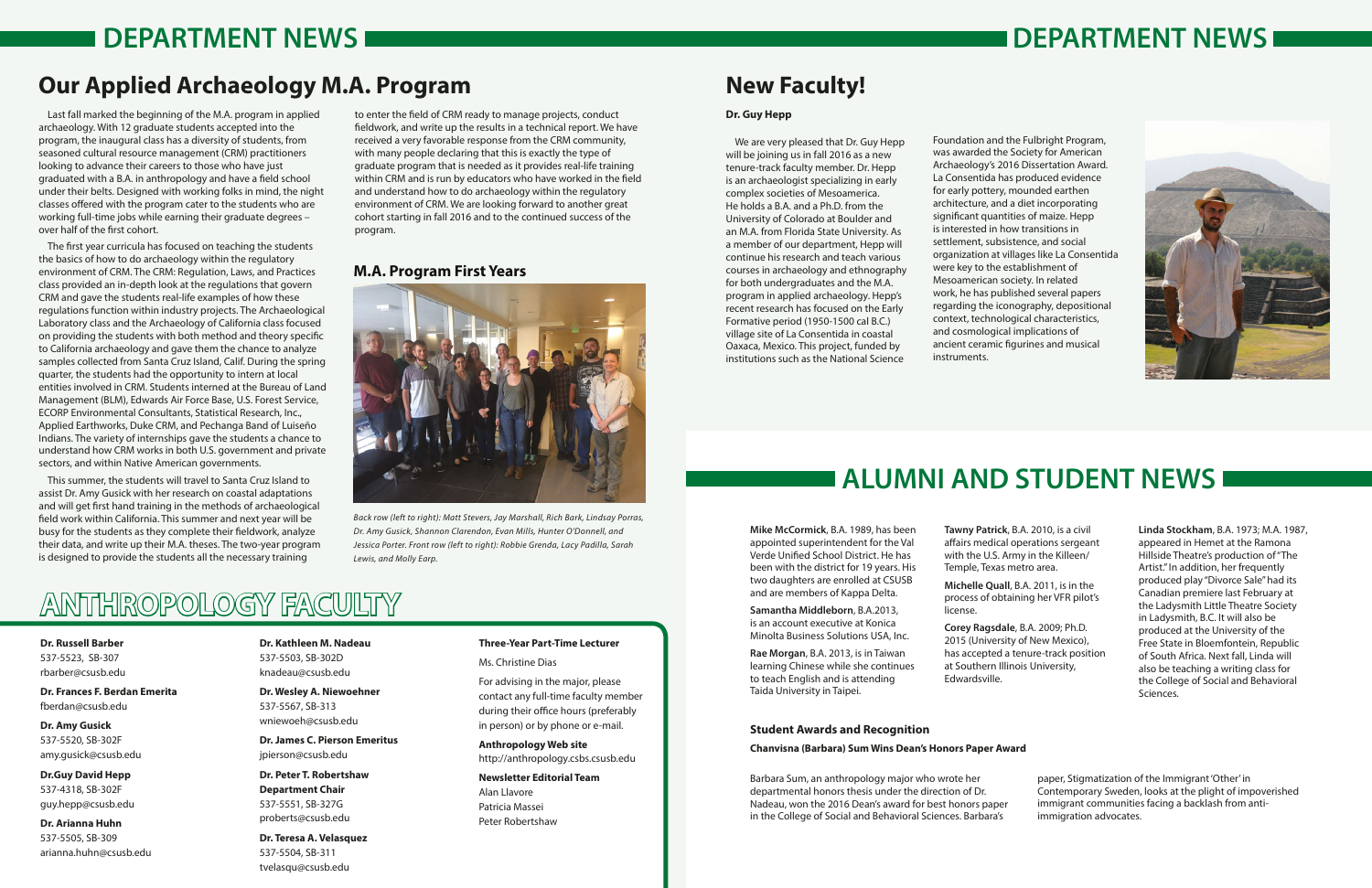# DEPARTMENT NEWS

## Our Applied Archaeology M.A. Program

Last fall marked the beginning of the M.A. program in applied archaeology. With 12 graduate students accepted into the program, the inaugural class has a diversity of students, from seasoned cultural resource management (CRM) practitioners looking to advance their careers to those who have just graduated with a B.A. in anthropology and have a field school under their belts. Designed with working folks in mind, the night classes offered with the program cater to the students who are working full-time jobs while earning their graduate degrees – over half of the first cohort.

The first year curricula has focused on teaching the students the basics of how to do archaeology within the regulatory environment of CRM. The CRM: Regulation, Laws, and Practices class provided an in-depth look at the regulations that govern CRM and gave the students real-life examples of how these regulations function within industry projects. The Archaeological Laboratory class and the Archaeology of California class focused on providing the students with both method and theory specific to California archaeology and gave them the chance to analyze samples collected from Santa Cruz Island, Calif. During the spring quarter, the students had the opportunity to intern at local entities involved in CRM. Students interned at the Bureau of Land Management (BLM), Edwards Air Force Base, U.S. Forest Service, ECORP Environmental Consultants, Statistical Research, Inc., Applied Earthworks, Duke CRM, and Pechanga Band of Luiseño Indians. The variety of internships gave the students a chance to understand how CRM works in both U.S. government and private sectors, and within Native American governments.

This summer, the students will travel to Santa Cruz Island to assist Dr. Amy Gusick with her research on coastal adaptations and will get first hand training in the methods of archaeological field work within California. This summer and next year will be busy for the students as they complete their fieldwork, analyze their data, and write up their M.A. theses. The two-year program is designed to provide the students all the necessary training to enter the field of CRM ready to manage projects, conduct fieldwork, and write up the results in a technical report. We have received a very favorable response from the CRM community, with many people declaring that this is exactly the type of graduate program that is needed as it provides real-life training within CRM and is run by educators who have worked in the field and understand how to do archaeology within the regulatory environment of CRM. We are looking forward to another great cohort starting in fall 2016 and to the continued success of the program.

### M.A. Program First Years

*Back row (left to right): Matt Stevers, Jay Marshall, Rich Bark, Lindsay Porras, Dr. Amy Gusick, Shannon Clarendon, Evan Mills, Hunter O'Donnell, and Jessica Porter. Front row (left to right): Robbie Grenda, Lacy Padilla, Sarah Lewis, and Molly Earp.*

## New Faculty!

**Dr. Guy Hepp**

We are very pleased that Dr. Guy Hepp will be joining us in fall 2016 as a new tenure-track faculty member. Dr. Hepp is an archaeologist specializing in early complex societies of Mesoamerica. He holds a B.A. and a Ph.D. from the University of Colorado at Boulder and an M.A. from Florida State University. As a member of our department, Hepp will continue his research and teach various courses in archaeology and ethnography for both undergraduates and the M.A. program in applied archaeology. Hepp's recent research has focused on the Early Formative period (1950-1500 cal B.C.) village site of La Consentida in coastal Oaxaca, Mexico. This project, funded by institutions such as the National Science Foundation and the Fulbright Program, was awarded the Society for American Archaeology's 2016 Dissertation Award. La Consentida has produced evidence for early pottery, mounded earthen architecture, and a diet incorporating significant quantities of maize. Hepp is interested in how transitions in settlement, subsistence, and social organization at villages like La Consentida were key to the establishment of Mesoamerican society. In related work, he has published several papers regarding the iconography, depositional context, technological characteristics, and cosmological implications of ancient ceramic figurines and musical instruments.

# ANTHROPOLOGY FACULTY

**Dr. Russell Barber**
537-5523, SB-307
rbarber@csusb.edu

**Dr. Frances F. Berdan Emerita**
fberdan@csusb.edu

**Dr. Amy Gusick**
537-5520, SB-302F
amy.gusick@csusb.edu

**Dr.Guy David Hepp**
537-4318, SB-302F
guy.hepp@csusb.edu

**Dr. Arianna Huhn**
537-5505, SB-309
arianna.huhn@csusb.edu

**Dr. Kathleen M. Nadeau**
537-5503, SB-302D
knadeau@csusb.edu

**Dr. Wesley A. Niewoehner**
537-5567, SB-313
wniewoeh@csusb.edu

**Dr. James C. Pierson Emeritus**
jpierson@csusb.edu

**Dr. Peter T. Robertshaw**
**Department Chair**
537-5551, SB-327G
proberts@csusb.edu

**Dr. Teresa A. Velasquez**
537-5504, SB-311
tvelasqu@csusb.edu

**Three-Year Part-Time Lecturer**

Ms. Christine Dias

For advising in the major, please contact any full-time faculty member during their office hours (preferably in person) or by phone or e-mail.

**Anthropology Web site**
http://anthropology.csbs.csusb.edu

**Newsletter Editorial Team**
Alan Llavore
Patricia Massei
Peter Robertshaw

# ALUMNI AND STUDENT NEWS

**Mike McCormick**, B.A. 1989, has been appointed superintendent for the Val Verde Unified School District. He has been with the district for 19 years. His two daughters are enrolled at CSUSB and are members of Kappa Delta.

**Samantha Middleborn**, B.A.2013, is an account executive at Konica Minolta Business Solutions USA, Inc.

**Rae Morgan**, B.A. 2013, is in Taiwan learning Chinese while she continues to teach English and is attending Taida University in Taipei.

**Tawny Patrick**, B.A. 2010, is a civil affairs medical operations sergeant with the U.S. Army in the Killeen/ Temple, Texas metro area.

**Michelle Quall**, B.A. 2011, is in the process of obtaining her VFR pilot's license.

**Corey Ragsdale**, B.A. 2009; Ph.D. 2015 (University of New Mexico), has accepted a tenure-track position at Southern Illinois University, Edwardsville.

**Linda Stockham**, B.A. 1973; M.A. 1987, appeared in Hemet at the Ramona Hillside Theatre's production of "The Artist." In addition, her frequently produced play "Divorce Sale" had its Canadian premiere last February at the Ladysmith Little Theatre Society in Ladysmith, B.C. It will also be produced at the University of the Free State in Bloemfontein, Republic of South Africa. Next fall, Linda will also be teaching a writing class for the College of Social and Behavioral Sciences.

### Student Awards and Recognition

**Chanvisna (Barbara) Sum Wins Dean's Honors Paper Award**

Barbara Sum, an anthropology major who wrote her departmental honors thesis under the direction of Dr. Nadeau, won the 2016 Dean's award for best honors paper in the College of Social and Behavioral Sciences. Barbara's paper, Stigmatization of the Immigrant 'Other' in Contemporary Sweden, looks at the plight of impoverished immigrant communities facing a backlash from anti-immigration advocates.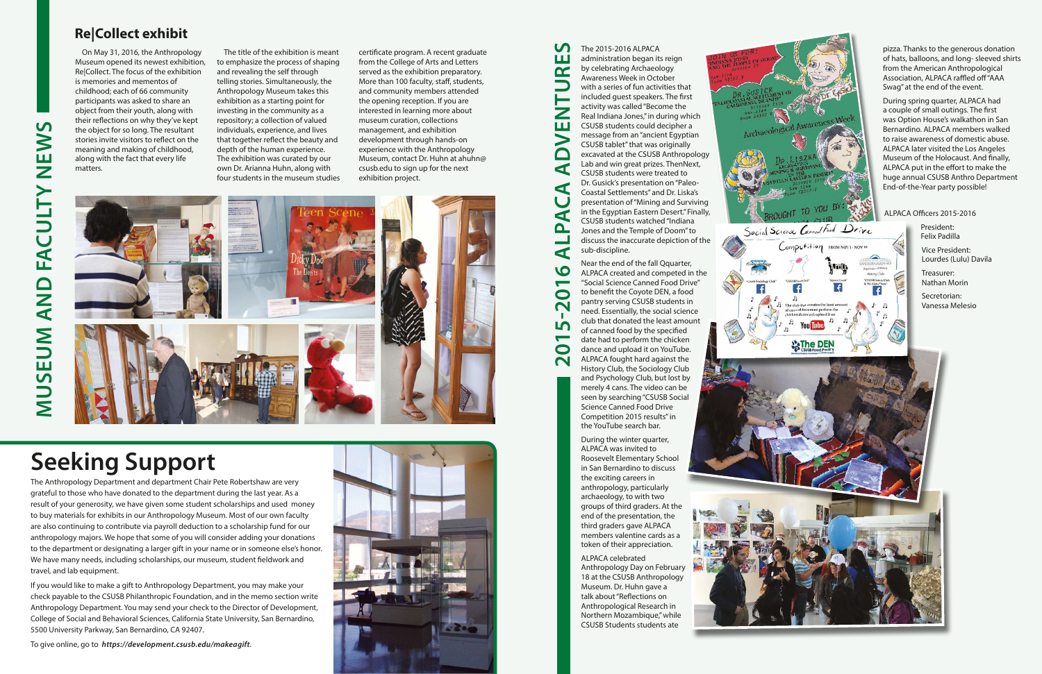# MUSEUM AND FACULTY NEWS

## Re|Collect exhibit

On May 31, 2016, the Anthropology Museum opened its newest exhibition, Re|Collect. The focus of the exhibition is memories and mementos of childhood; each of 66 community participants was asked to share an object from their youth, along with their reflections on why they've kept the object for so long. The resultant stories invite visitors to reflect on the meaning and making of childhood, along with the fact that every life matters.

The title of the exhibition is meant to emphasize the process of shaping and revealing the self through telling stories. Simultaneously, the Anthropology Museum takes this investing in the community as a starting point for repository; a collection of valued individuals, experience, and lives that together reflect the beauty and depth of the human experience. The exhibition was curated by our own Dr. Arianna Huhn, along with four students in the museum studies certificate program. A recent graduate from the College of Arts and Letters served as the exhibition preparatory. More than 100 faculty, staff, students, and community members attended the opening reception. If you are interested in learning more about museum curation, collections management, and exhibition development through hands-on experience with the Anthropology Museum, contact Dr. Huhn at ahuhn@csusb.edu to sign up for the next exhibition project.

# Seeking Support

The Anthropology Department and department Chair Pete Robertshaw are very grateful to those who have donated to the department during the last year. As a result of your generosity, we have given some student scholarships and used money to buy materials for exhibits in our Anthropology Museum. Most of our own faculty are also continuing to contribute via payroll deduction to a scholarship fund for our anthropology majors. We hope that some of you will consider adding your donations to the department or designating a larger gift in your name or in someone else's honor. We have many needs, including scholarships, our museum, student fieldwork and travel, and lab equipment.

If you would like to make a gift to Anthropology Department, you may make your check payable to the CSUSB Philanthropic Foundation, and in the memo section write Anthropology Department. You may send your check to the Director of Development, College of Social and Behavioral Sciences, California State University, San Bernardino, 5500 University Parkway, San Bernardino, CA 92407.

To give online, go to ***https://development.csusb.edu/makeagift***.

# 2015-2016 ALPACA ADVENTURES

The 2015-2016 ALPACA administration began its reign by celebrating Archaeology Awareness Week in October with a series of fun activities that included guest speakers. The first activity was called "Become the Real Indiana Jones," in during which CSUSB students could decipher a message from an "ancient Egyptian CSUSB tablet" that was originally excavated at the CSUSB Anthropology Lab and win great prizes. ThenNext, CSUSB students were treated to Dr. Gusick's presentation on "Paleo-Coastal Settlements" and Dr. Liska's presentation of "Mining and Surviving in the Egyptian Eastern Desert." Finally, CSUSB students watched "Indiana Jones and the Temple of Doom" to discuss the inaccurate depiction of the sub-discipline.

Near the end of the fall Qquarter, ALPACA created and competed in the "Social Science Canned Food Drive" to benefit the Coyote DEN, a food pantry serving CSUSB students in need. Essentially, the social science club that donated the least amount of canned food by the specified date had to perform the chicken dance and upload it on YouTube. ALPACA fought hard against the History Club, the Sociology Club and Psychology Club, but lost by merely 4 cans. The video can be seen by searching "CSUSB Social Science Canned Food Drive Competition 2015 results" in the YouTube search bar.

During the winter quarter, ALPACA was invited to Roosevelt Elementary School in San Bernardino to discuss the exciting careers in anthropology, particularly archaeology, to with two groups of third graders. At the end of the presentation, the third graders gave ALPACA members valentine cards as a token of their appreciation.

ALPACA celebrated Anthropology Day on February 18 at the CSUSB Anthropology Museum. Dr. Huhn gave a talk about "Reflections on Anthropological Research in Northern Mozambique," while CSUSB Students students ate pizza. Thanks to the generous donation of hats, balloons, and long- sleeved shirts from the American Anthropological Association, ALPACA raffled off "AAA Swag" at the end of the event.

During spring quarter, ALPACA had a couple of small outings. The first was Option House's walkathon in San Bernardino. ALPACA members walked to raise awareness of domestic abuse. ALPACA later visited the Los Angeles Museum of the Holocaust. And finally, ALPACA put in the effort to make the huge annual CSUSB Anthro Department End-of-the-Year party possible!

ALPACA Officers 2015-2016

President:
Felix Padilla

Vice President:
Lourdes (Lulu) Davila

Treasurer:
Nathan Morin

Secretorian:
Vanessa Melesio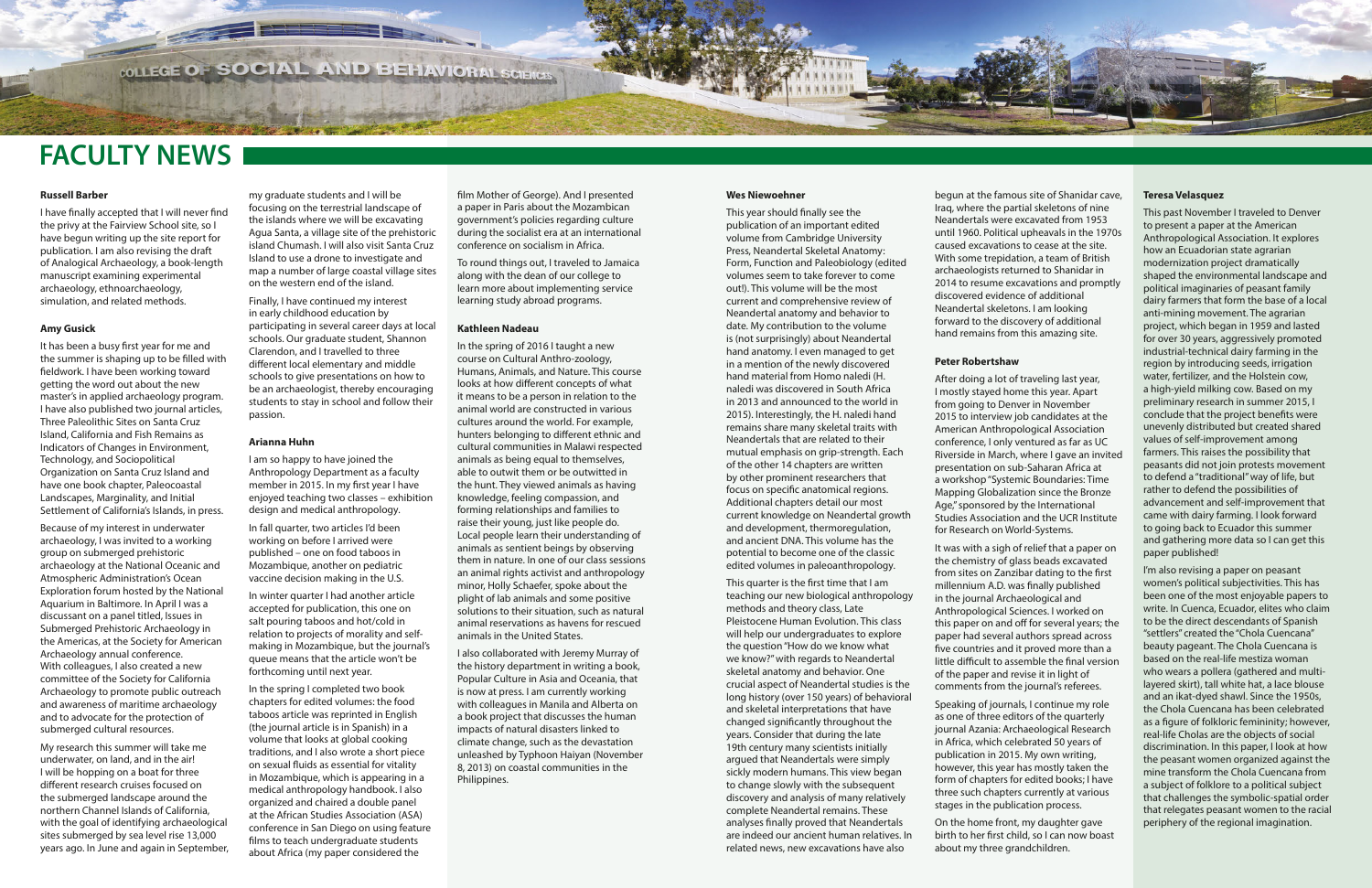# FACULTY NEWS

### Russell Barber

I have finally accepted that I will never find the privy at the Fairview School site, so I have begun writing up the site report for publication. I am also revising the draft of Analogical Archaeology, a book-length manuscript examining experimental archaeology, ethnoarchaeology, simulation, and related methods.

### Amy Gusick

It has been a busy first year for me and the summer is shaping up to be filled with fieldwork. I have been working toward getting the word out about the new master's in applied archaeology program. I have also published two journal articles, Three Paleolithic Sites on Santa Cruz Island, California and Fish Remains as Indicators of Changes in Environment, Technology, and Sociopolitical Organization on Santa Cruz Island and have one book chapter, Paleocoastal Landscapes, Marginality, and Initial Settlement of California's Islands, in press.

Because of my interest in underwater archaeology, I was invited to a working group on submerged prehistoric archaeology at the National Oceanic and Atmospheric Administration's Ocean Exploration forum hosted by the National Aquarium in Baltimore. In April I was a discussant on a panel titled, Issues in Submerged Prehistoric Archaeology in the Americas, at the Society for American Archaeology annual conference. With colleagues, I also created a new committee of the Society for California Archaeology to promote public outreach and awareness of maritime archaeology and to advocate for the protection of submerged cultural resources.

My research this summer will take me underwater, on land, and in the air! I will be hopping on a boat for three different research cruises focused on the submerged landscape around the northern Channel Islands of California, with the goal of identifying archaeological sites submerged by sea level rise 13,000 years ago. In June and again in September, my graduate students and I will be focusing on the terrestrial landscape of the islands where we will be excavating Agua Santa, a village site of the prehistoric island Chumash. I will also visit Santa Cruz Island to use a drone to investigate and map a number of large coastal village sites on the western end of the island.

Finally, I have continued my interest in early childhood education by participating in several career days at local schools. Our graduate student, Shannon Clarendon, and I travelled to three different local elementary and middle schools to give presentations on how to be an archaeologist, thereby encouraging students to stay in school and follow their passion.

### Arianna Huhn

I am so happy to have joined the Anthropology Department as a faculty member in 2015. In my first year I have enjoyed teaching two classes – exhibition design and medical anthropology.

In fall quarter, two articles I'd been working on before I arrived were published – one on food taboos in Mozambique, another on pediatric vaccine decision making in the U.S.

In winter quarter I had another article accepted for publication, this one on salt pouring taboos and hot/cold in relation to projects of morality and self-making in Mozambique, but the journal's queue means that the article won't be forthcoming until next year.

In the spring I completed two book chapters for edited volumes: the food taboos article was reprinted in English (the journal article is in Spanish) in a volume that looks at global cooking traditions, and I also wrote a short piece on sexual fluids as essential for vitality in Mozambique, which is appearing in a medical anthropology handbook. I also organized and chaired a double panel at the African Studies Association (ASA) conference in San Diego on using feature films to teach undergraduate students about Africa (my paper considered the film Mother of George). And I presented a paper in Paris about the Mozambican government's policies regarding culture during the socialist era at an international conference on socialism in Africa.

To round things out, I traveled to Jamaica along with the dean of our college to learn more about implementing service learning study abroad programs.

### Kathleen Nadeau

In the spring of 2016 I taught a new course on Cultural Anthro-zoology, Humans, Animals, and Nature. This course looks at how different concepts of what it means to be a person in relation to the animal world are constructed in various cultures around the world. For example, hunters belonging to different ethnic and cultural communities in Malawi respected animals as being equal to themselves, able to outwit them or be outwitted in the hunt. They viewed animals as having knowledge, feeling compassion, and forming relationships and families to raise their young, just like people do. Local people learn their understanding of animals as sentient beings by observing them in nature. In one of our class sessions an animal rights activist and anthropology minor, Holly Schaefer, spoke about the plight of lab animals and some positive solutions to their situation, such as natural animal reservations as havens for rescued animals in the United States.

I also collaborated with Jeremy Murray of the history department in writing a book, Popular Culture in Asia and Oceania, that is now at press. I am currently working with colleagues in Manila and Alberta on a book project that discusses the human impacts of natural disasters linked to climate change, such as the devastation unleashed by Typhoon Haiyan (November 8, 2013) on coastal communities in the Philippines.

### Wes Niewoehner

This year should finally see the publication of an important edited volume from Cambridge University Press, Neandertal Skeletal Anatomy: Form, Function and Paleobiology (edited volumes seem to take forever to come out!). This volume will be the most current and comprehensive review of Neandertal anatomy and behavior to date. My contribution to the volume is (not surprisingly) about Neandertal hand anatomy. I even managed to get in a mention of the newly discovered hand material from Homo naledi (H. naledi was discovered in South Africa in 2013 and announced to the world in 2015). Interestingly, the H. naledi hand remains share many skeletal traits with Neandertals that are related to their mutual emphasis on grip-strength. Each of the other 14 chapters are written by other prominent researchers that focus on specific anatomical regions. Additional chapters detail our most current knowledge on Neandertal growth and development, thermoregulation, and ancient DNA. This volume has the potential to become one of the classic edited volumes in paleoanthropology.

This quarter is the first time that I am teaching our new biological anthropology methods and theory class, Late Pleistocene Human Evolution. This class will help our undergraduates to explore the question "How do we know what we know?" with regards to Neandertal skeletal anatomy and behavior. One crucial aspect of Neandertal studies is the long history (over 150 years) of behavioral and skeletal interpretations that have changed significantly throughout the years. Consider that during the late 19th century many scientists initially argued that Neandertals were simply sickly modern humans. This view began to change slowly with the subsequent discovery and analysis of many relatively complete Neandertal remains. These analyses finally proved that Neandertals are indeed our ancient human relatives. In related news, new excavations have also begun at the famous site of Shanidar cave, Iraq, where the partial skeletons of nine Neandertals were excavated from 1953 until 1960. Political upheavals in the 1970s caused excavations to cease at the site. With some trepidation, a team of British archaeologists returned to Shanidar in 2014 to resume excavations and promptly discovered evidence of additional Neandertal skeletons. I am looking forward to the discovery of additional hand remains from this amazing site.

### Peter Robertshaw

After doing a lot of traveling last year, I mostly stayed home this year. Apart from going to Denver in November 2015 to interview job candidates at the American Anthropological Association conference, I only ventured as far as UC Riverside in March, where I gave an invited presentation on sub-Saharan Africa at a workshop "Systemic Boundaries: Time Mapping Globalization since the Bronze Age," sponsored by the International Studies Association and the UCR Institute for Research on World-Systems.

It was with a sigh of relief that a paper on the chemistry of glass beads excavated from sites on Zanzibar dating to the first millennium A.D. was finally published in the journal Archaeological and Anthropological Sciences. I worked on this paper on and off for several years; the paper had several authors spread across five countries and it proved more than a little difficult to assemble the final version of the paper and revise it in light of comments from the journal's referees.

Speaking of journals, I continue my role as one of three editors of the quarterly journal Azania: Archaeological Research in Africa, which celebrated 50 years of publication in 2015. My own writing, however, this year has mostly taken the form of chapters for edited books; I have three such chapters currently at various stages in the publication process.

On the home front, my daughter gave birth to her first child, so I can now boast about my three grandchildren.

### Teresa Velasquez

This past November I traveled to Denver to present a paper at the American Anthropological Association. It explores how an Ecuadorian state agrarian modernization project dramatically shaped the environmental landscape and political imaginaries of peasant family dairy farmers that form the base of a local anti-mining movement. The agrarian project, which began in 1959 and lasted for over 30 years, aggressively promoted industrial-technical dairy farming in the region by introducing seeds, irrigation water, fertilizer, and the Holstein cow, a high-yield milking cow. Based on my preliminary research in summer 2015, I conclude that the project benefits were unevenly distributed but created shared values of self-improvement among farmers. This raises the possibility that peasants did not join protests movement to defend a "traditional" way of life, but rather to defend the possibilities of advancement and self-improvement that came with dairy farming. I look forward to going back to Ecuador this summer and gathering more data so I can get this paper published!

I'm also revising a paper on peasant women's political subjectivities. This has been one of the most enjoyable papers to write. In Cuenca, Ecuador, elites who claim to be the direct descendants of Spanish "settlers" created the "Chola Cuencana" beauty pageant. The Chola Cuencana is based on the real-life mestiza woman who wears a pollera (gathered and multi-layered skirt), tall white hat, a lace blouse and an ikat-dyed shawl. Since the 1950s, the Chola Cuencana has been celebrated as a figure of folkloric femininity; however, real-life Cholas are the objects of social discrimination. In this paper, I look at how the peasant women organized against the mine transform the Chola Cuencana from a subject of folklore to a political subject that challenges the symbolic-spatial order that relegates peasant women to the racial periphery of the regional imagination.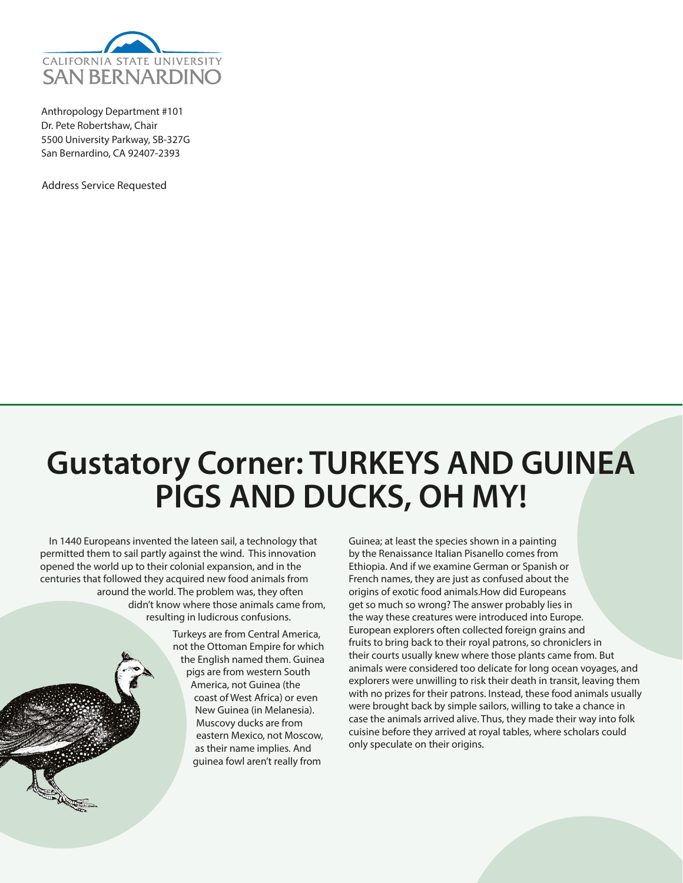CALIFORNIA STATE UNIVERSITY
SAN BERNARDINO

Anthropology Department #101
Dr. Pete Robertshaw, Chair
5500 University Parkway, SB-327G
San Bernardino, CA 92407-2393

Address Service Requested

# Gustatory Corner: TURKEYS AND GUINEA PIGS AND DUCKS, OH MY!

In 1440 Europeans invented the lateen sail, a technology that permitted them to sail partly against the wind. This innovation opened the world up to their colonial expansion, and in the centuries that followed they acquired new food animals from around the world. The problem was, they often didn't know where those animals came from, resulting in ludicrous confusions.

Turkeys are from Central America, not the Ottoman Empire for which the English named them. Guinea pigs are from western South America, not Guinea (the coast of West Africa) or even New Guinea (in Melanesia). Muscovy ducks are from eastern Mexico, not Moscow, as their name implies. And guinea fowl aren't really from Guinea; at least the species shown in a painting by the Renaissance Italian Pisanello comes from Ethiopia. And if we examine German or Spanish or French names, they are just as confused about the origins of exotic food animals.How did Europeans get so much so wrong? The answer probably lies in the way these creatures were introduced into Europe. European explorers often collected foreign grains and fruits to bring back to their royal patrons, so chroniclers in their courts usually knew where those plants came from. But animals were considered too delicate for long ocean voyages, and explorers were unwilling to risk their death in transit, leaving them with no prizes for their patrons. Instead, these food animals usually were brought back by simple sailors, willing to take a chance in case the animals arrived alive. Thus, they made their way into folk cuisine before they arrived at royal tables, where scholars could only speculate on their origins.